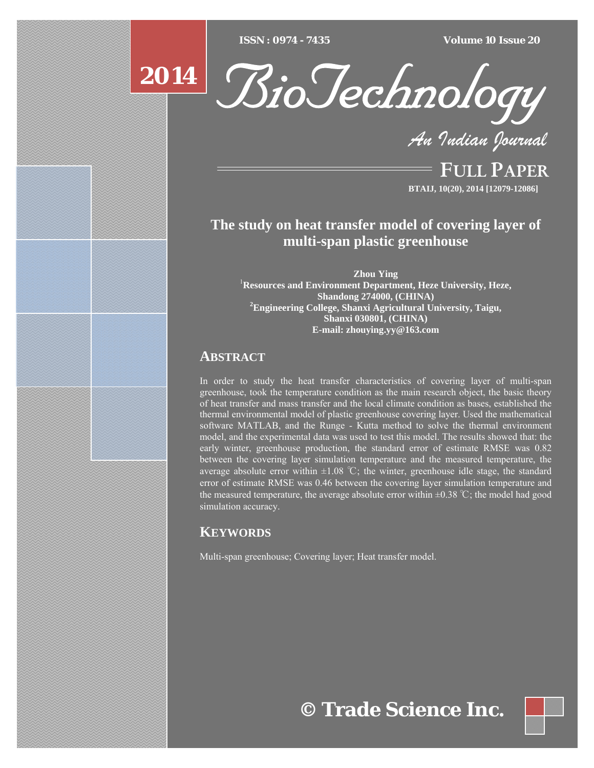# The study on heat transfer model of covering layer of multi-span plastic greenhouse

**Zhou Ying**

[1]Resources and Environment Department, Heze University, Heze, Shandong 274000, (CHINA)

[2]Engineering College, Shanxi Agricultural University, Taigu, Shanxi 030801, (CHINA)

E-mail: zhouying.yy@163.com

## ABSTRACT

In order to study the heat transfer characteristics of covering layer of multi-span greenhouse, took the temperature condition as the main research object, the basic theory of heat transfer and mass transfer and the local climate condition as bases, established the thermal environmental model of plastic greenhouse covering layer. Used the mathematical software MATLAB, and the Runge - Kutta method to solve the thermal environment model, and the experimental data was used to test this model. The results showed that: the early winter, greenhouse production, the standard error of estimate RMSE was 0.82 between the covering layer simulation temperature and the measured temperature, the average absolute error within ±1.08 ℃; the winter, greenhouse idle stage, the standard error of estimate RMSE was 0.46 between the covering layer simulation temperature and the measured temperature, the average absolute error within ±0.38 ℃; the model had good simulation accuracy.

## KEYWORDS

Multi-span greenhouse; Covering layer; Heat transfer model.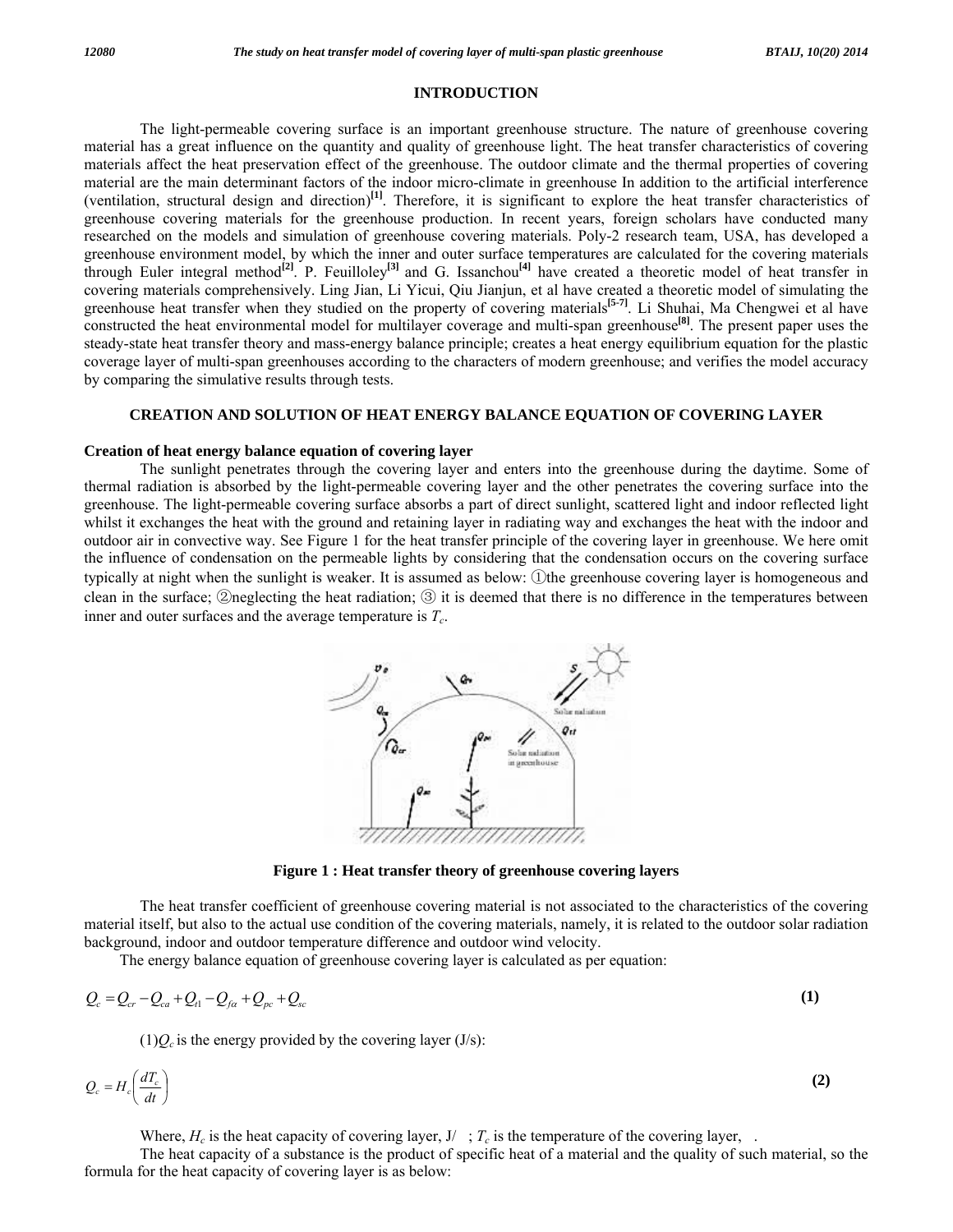## INTRODUCTION

The light-permeable covering surface is an important greenhouse structure. The nature of greenhouse covering material has a great influence on the quantity and quality of greenhouse light. The heat transfer characteristics of covering materials affect the heat preservation effect of the greenhouse. The outdoor climate and the thermal properties of covering material are the main determinant factors of the indoor micro-climate in greenhouse In addition to the artificial interference (ventilation, structural design and direction)[1]. Therefore, it is significant to explore the heat transfer characteristics of greenhouse covering materials for the greenhouse production. In recent years, foreign scholars have conducted many researched on the models and simulation of greenhouse covering materials. Poly-2 research team, USA, has developed a greenhouse environment model, by which the inner and outer surface temperatures are calculated for the covering materials through Euler integral method[2]. P. Feuilloley[3] and G. Issanchou[4] have created a theoretic model of heat transfer in covering materials comprehensively. Ling Jian, Li Yicui, Qiu Jianjun, et al have created a theoretic model of simulating the greenhouse heat transfer when they studied on the property of covering materials[5-7]. Li Shuhai, Ma Chengwei et al have constructed the heat environmental model for multilayer coverage and multi-span greenhouse[8]. The present paper uses the steady-state heat transfer theory and mass-energy balance principle; creates a heat energy equilibrium equation for the plastic coverage layer of multi-span greenhouses according to the characters of modern greenhouse; and verifies the model accuracy by comparing the simulative results through tests.

## CREATION AND SOLUTION OF HEAT ENERGY BALANCE EQUATION OF COVERING LAYER

### Creation of heat energy balance equation of covering layer

The sunlight penetrates through the covering layer and enters into the greenhouse during the daytime. Some of thermal radiation is absorbed by the light-permeable covering layer and the other penetrates the covering surface into the greenhouse. The light-permeable covering surface absorbs a part of direct sunlight, scattered light and indoor reflected light whilst it exchanges the heat with the ground and retaining layer in radiating way and exchanges the heat with the indoor and outdoor air in convective way. See Figure 1 for the heat transfer principle of the covering layer in greenhouse. We here omit the influence of condensation on the permeable lights by considering that the condensation occurs on the covering surface typically at night when the sunlight is weaker. It is assumed as below: ①the greenhouse covering layer is homogeneous and clean in the surface; ②neglecting the heat radiation; ③ it is deemed that there is no difference in the temperatures between inner and outer surfaces and the average temperature is $T_c$.

**Figure 1 : Heat transfer theory of greenhouse covering layers**

The heat transfer coefficient of greenhouse covering material is not associated to the characteristics of the covering material itself, but also to the actual use condition of the covering materials, namely, it is related to the outdoor solar radiation background, indoor and outdoor temperature difference and outdoor wind velocity.

The energy balance equation of greenhouse covering layer is calculated as per equation:

$$Q_c = Q_{cr} - Q_{ca} + Q_{t1} - Q_{f\alpha} + Q_{pc} + Q_{sc} \tag{1}$$

(1)$Q_c$ is the energy provided by the covering layer (J/s):

$$Q_c = H_c\left(\frac{dT_c}{dt}\right) \tag{2}$$

Where, $H_c$ is the heat capacity of covering layer, J/ ; $T_c$ is the temperature of the covering layer, .

The heat capacity of a substance is the product of specific heat of a material and the quality of such material, so the formula for the heat capacity of covering layer is as below: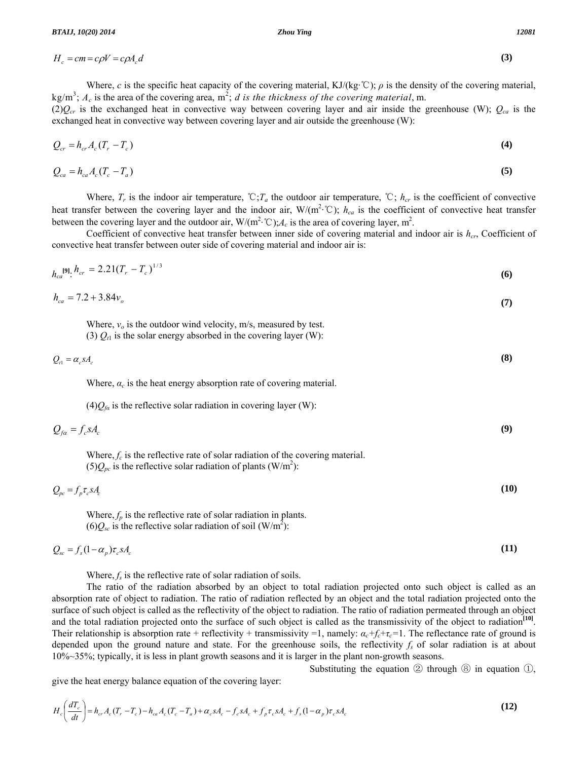$$H_c = cm = c\rho V = c\rho A_c d \tag{3}$$

Where, $c$ is the specific heat capacity of the covering material, KJ/(kg·℃); $\rho$ is the density of the covering material, kg/m$^3$; $A_c$ is the area of the covering area, m$^2$; *d is the thickness of the covering material*, m.

(2)$Q_{cr}$ is the exchanged heat in convective way between covering layer and air inside the greenhouse (W); $Q_{ca}$ is the exchanged heat in convective way between covering layer and air outside the greenhouse (W):

$$Q_{cr} = h_{cr} A_c (T_r - T_c) \tag{4}$$

$$Q_{ca} = h_{ca} A_c (T_c - T_a) \tag{5}$$

Where, $T_r$ is the indoor air temperature, ℃;$T_a$ the outdoor air temperature, ℃; $h_{cr}$ is the coefficient of convective heat transfer between the covering layer and the indoor air, W/(m$^2$·℃); $h_{ca}$ is the coefficient of convective heat transfer between the covering layer and the outdoor air, W/(m$^2$·℃);$A_c$ is the area of covering layer, m$^2$.

Coefficient of convective heat transfer between inner side of covering material and indoor air is $h_{cr}$, Coefficient of convective heat transfer between outer side of covering material and indoor air is:

$h_{ca}$[9]: $h_{cr} = 2.21(T_r - T_c)^{1/3}$ **(6)**

$$h_{ca} = 7.2 + 3.84 v_o \tag{7}$$

Where, $v_o$ is the outdoor wind velocity, m/s, measured by test.

(3) $Q_{t1}$ is the solar energy absorbed in the covering layer (W):

$$Q_{t1} = \alpha_c s A_c \tag{8}$$

Where, $\alpha_c$ is the heat energy absorption rate of covering material.

(4)$Q_{f\alpha}$ is the reflective solar radiation in covering layer (W):

$$Q_{f\alpha} = f_c s A_c \tag{9}$$

Where, $f_c$ is the reflective rate of solar radiation of the covering material.

(5)$Q_{pc}$ is the reflective solar radiation of plants (W/m$^2$):

$$Q_{pc} = f_p \tau_c s A_c \tag{10}$$

Where, $f_p$ is the reflective rate of solar radiation in plants.

(6)$Q_{sc}$ is the reflective solar radiation of soil (W/m$^2$):

$$Q_{sc} = f_s (1 - \alpha_p) \tau_c s A_c \tag{11}$$

Where, $f_s$ is the reflective rate of solar radiation of soils.

The ratio of the radiation absorbed by an object to total radiation projected onto such object is called as an absorption rate of object to radiation. The ratio of radiation reflected by an object and the total radiation projected onto the surface of such object is called as the reflectivity of the object to radiation. The ratio of radiation permeated through an object and the total radiation projected onto the surface of such object is called as the transmissivity of the object to radiation[10]. Their relationship is absorption rate + reflectivity + transmissivity =1, namely: $\alpha_c + f_c + \tau_c = 1$. The reflectance rate of ground is depended upon the ground nature and state. For the greenhouse soils, the reflectivity $f_s$ of solar radiation is at about 10%~35%; typically, it is less in plant growth seasons and it is larger in the plant non-growth seasons.

Substituting the equation ② through ⑧ in equation ①, give the heat energy balance equation of the covering layer:

$$H_c \left( \frac{dT_c}{dt} \right) = h_{cr} A_c (T_r - T_c) - h_{ca} A_c (T_c - T_a) + \alpha_c s A_c - f_c s A_c + f_p \tau_c s A_c + f_s (1 - \alpha_p) \tau_c s A_c \tag{12}$$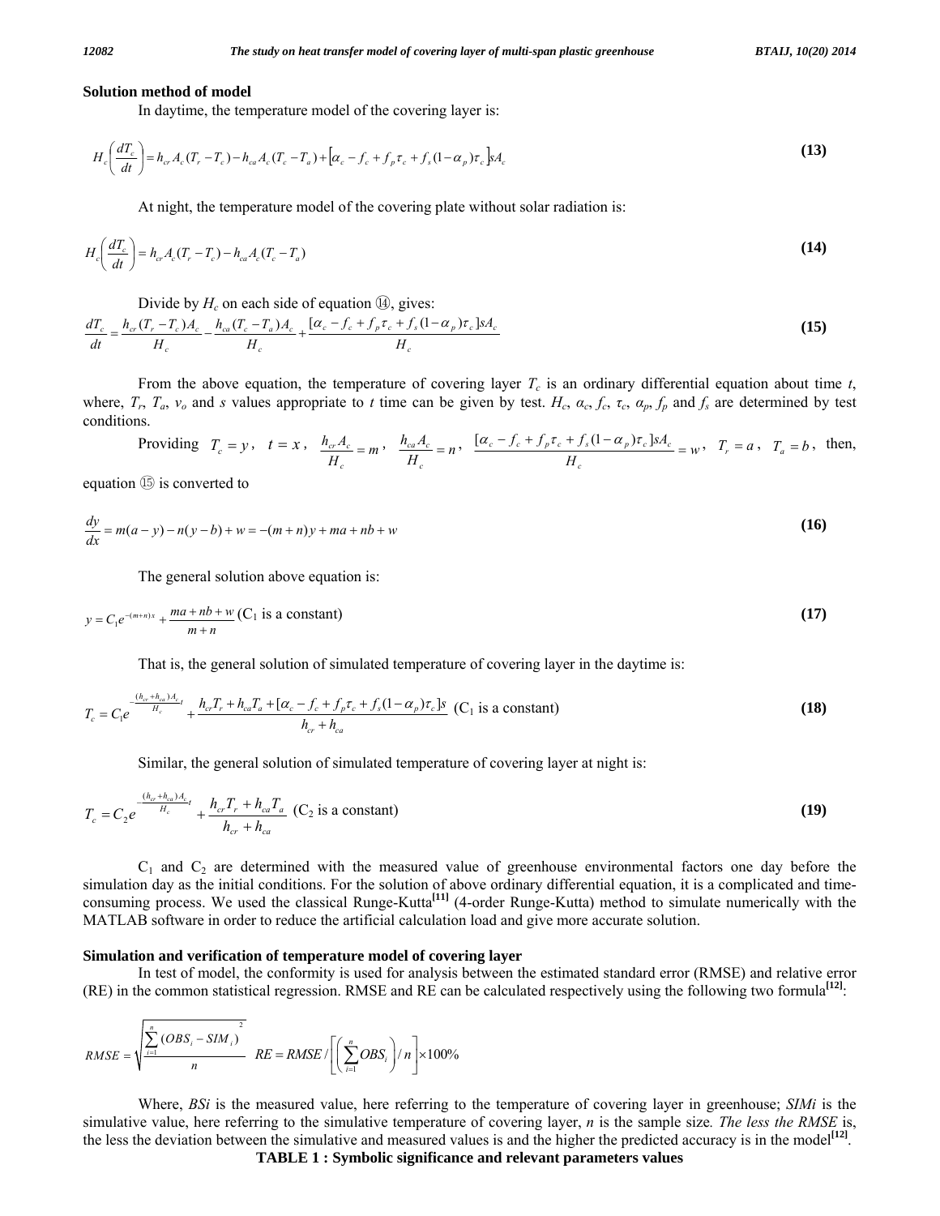**Solution method of model**

In daytime, the temperature model of the covering layer is:

$$H_c\left(\frac{dT_c}{dt}\right) = h_{cr}A_c(T_r - T_c) - h_{ca}A_c(T_c - T_a) + \left[\alpha_c - f_c + f_p\tau_c + f_s(1-\alpha_p)\tau_c\right]sA_c \tag{13}$$

At night, the temperature model of the covering plate without solar radiation is:

$$H_c\left(\frac{dT_c}{dt}\right) = h_{cr}A_c(T_r - T_c) - h_{ca}A_c(T_c - T_a) \tag{14}$$

Divide by $H_c$ on each side of equation ⑭, gives:

$$\frac{dT_c}{dt} = \frac{h_{cr}(T_r - T_c)A_c}{H_c} - \frac{h_{ca}(T_c - T_a)A_c}{H_c} + \frac{[\alpha_c - f_c + f_p\tau_c + f_s(1-\alpha_p)\tau_c]sA_c}{H_c} \tag{15}$$

From the above equation, the temperature of covering layer $T_c$ is an ordinary differential equation about time $t$, where, $T_r$, $T_a$, $v_o$ and $s$ values appropriate to $t$ time can be given by test. $H_c$, $\alpha_c$, $f_c$, $\tau_c$, $\alpha_p$, $f_p$ and $f_s$ are determined by test conditions.

Providing $T_c = y$, $t = x$, $\frac{h_{cr}A_c}{H_c} = m$, $\frac{h_{ca}A_c}{H_c} = n$, $\frac{[\alpha_c - f_c + f_p\tau_c + f_s(1-\alpha_p)\tau_c]sA_c}{H_c} = w$, $T_r = a$, $T_a = b$, then, equation ⑮ is converted to

$$\frac{dy}{dx} = m(a - y) - n(y - b) + w = -(m+n)y + ma + nb + w \tag{16}$$

The general solution above equation is:

$$y = C_1 e^{-(m+n)x} + \frac{ma + nb + w}{m+n} \quad (C_1 \text{ is a constant}) \tag{17}$$

That is, the general solution of simulated temperature of covering layer in the daytime is:

$$T_c = C_1 e^{-\frac{(h_{cr}+h_{ca})A_c}{H_c}t} + \frac{h_{cr}T_r + h_{ca}T_a + [\alpha_c - f_c + f_p\tau_c + f_s(1-\alpha_p)\tau_c]s}{h_{cr} + h_{ca}} \quad (C_1 \text{ is a constant}) \tag{18}$$

Similar, the general solution of simulated temperature of covering layer at night is:

$$T_c = C_2 e^{-\frac{(h_{cr}+h_{ca})A_c}{H_c}t} + \frac{h_{cr}T_r + h_{ca}T_a}{h_{cr} + h_{ca}} \quad (C_2 \text{ is a constant}) \tag{19}$$

$C_1$ and $C_2$ are determined with the measured value of greenhouse environmental factors one day before the simulation day as the initial conditions. For the solution of above ordinary differential equation, it is a complicated and time-consuming process. We used the classical Runge-Kutta[11] (4-order Runge-Kutta) method to simulate numerically with the MATLAB software in order to reduce the artificial calculation load and give more accurate solution.

**Simulation and verification of temperature model of covering layer**

In test of model, the conformity is used for analysis between the estimated standard error (RMSE) and relative error (RE) in the common statistical regression. RMSE and RE can be calculated respectively using the following two formula[12]:

$$RMSE = \sqrt{\frac{\sum_{i=1}^{n}(OBS_i - SIM_i)^2}{n}} \qquad RE = RMSE / \left[\left(\sum_{i=1}^{n} OBS_i\right) / n\right] \times 100\%$$

Where, *BSi* is the measured value, here referring to the temperature of covering layer in greenhouse; *SIMi* is the simulative value, here referring to the simulative temperature of covering layer, *n* is the sample size. *The less the RMSE* is, the less the deviation between the simulative and measured values is and the higher the predicted accuracy is in the model[12].

**TABLE 1 : Symbolic significance and relevant parameters values**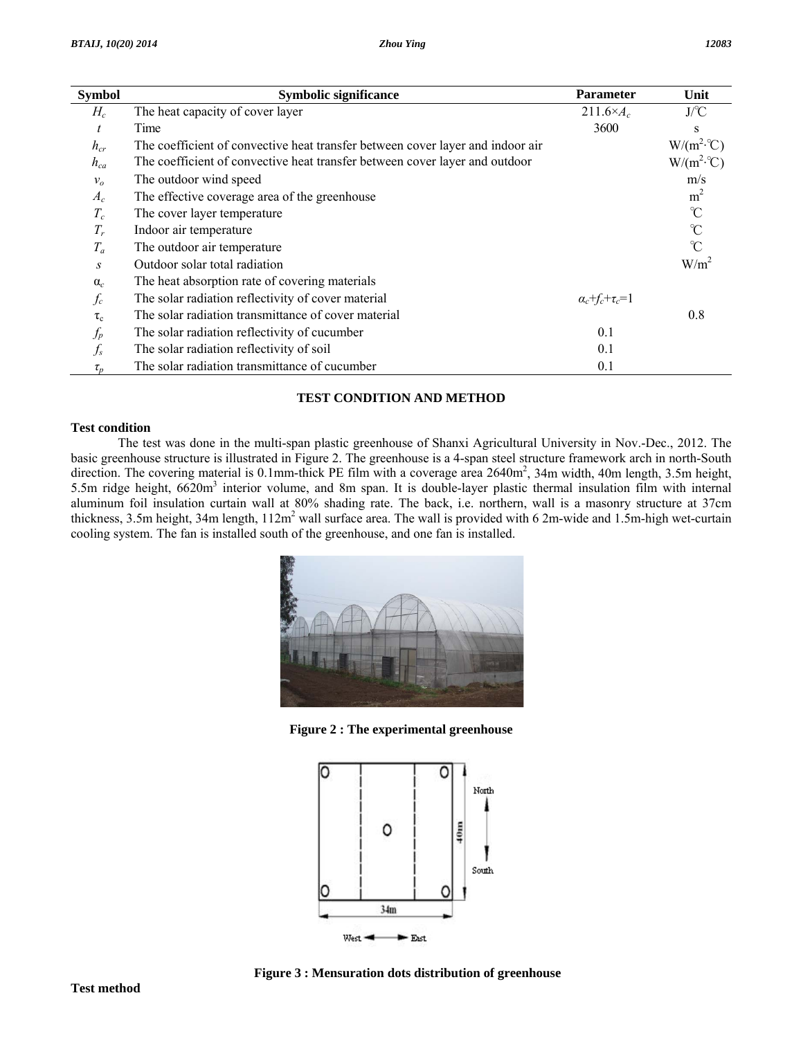| Symbol | Symbolic significance | Parameter | Unit |
|---|---|---|---|
| $H_c$ | The heat capacity of cover layer | $211.6 \times A_c$ | J/℃ |
| $t$ | Time | 3600 | s |
| $h_{cr}$ | The coefficient of convective heat transfer between cover layer and indoor air | | W/(m$^2$·℃) |
| $h_{ca}$ | The coefficient of convective heat transfer between cover layer and outdoor | | W/(m$^2$·℃) |
| $v_o$ | The outdoor wind speed | | m/s |
| $A_c$ | The effective coverage area of the greenhouse | | m$^2$ |
| $T_c$ | The cover layer temperature | | ℃ |
| $T_r$ | Indoor air temperature | | ℃ |
| $T_a$ | The outdoor air temperature | | ℃ |
| $s$ | Outdoor solar total radiation | | W/m$^2$ |
| $\alpha_c$ | The heat absorption rate of covering materials | | |
| $f_c$ | The solar radiation reflectivity of cover material | $\alpha_c+f_c+\tau_c=1$ | |
| $\tau_c$ | The solar radiation transmittance of cover material | | 0.8 |
| $f_p$ | The solar radiation reflectivity of cucumber | 0.1 | |
| $f_s$ | The solar radiation reflectivity of soil | 0.1 | |
| $\tau_p$ | The solar radiation transmittance of cucumber | 0.1 | |

## TEST CONDITION AND METHOD

### Test condition

The test was done in the multi-span plastic greenhouse of Shanxi Agricultural University in Nov.-Dec., 2012. The basic greenhouse structure is illustrated in Figure 2. The greenhouse is a 4-span steel structure framework arch in north-South direction. The covering material is 0.1mm-thick PE film with a coverage area 2640m$^2$, 34m width, 40m length, 3.5m height, 5.5m ridge height, 6620m$^3$ interior volume, and 8m span. It is double-layer plastic thermal insulation film with internal aluminum foil insulation curtain wall at 80% shading rate. The back, i.e. northern, wall is a masonry structure at 37cm thickness, 3.5m height, 34m length, 112m$^2$ wall surface area. The wall is provided with 6 2m-wide and 1.5m-high wet-curtain cooling system. The fan is installed south of the greenhouse, and one fan is installed.

**Figure 2 : The experimental greenhouse**

**Figure 3 : Mensuration dots distribution of greenhouse**

### Test method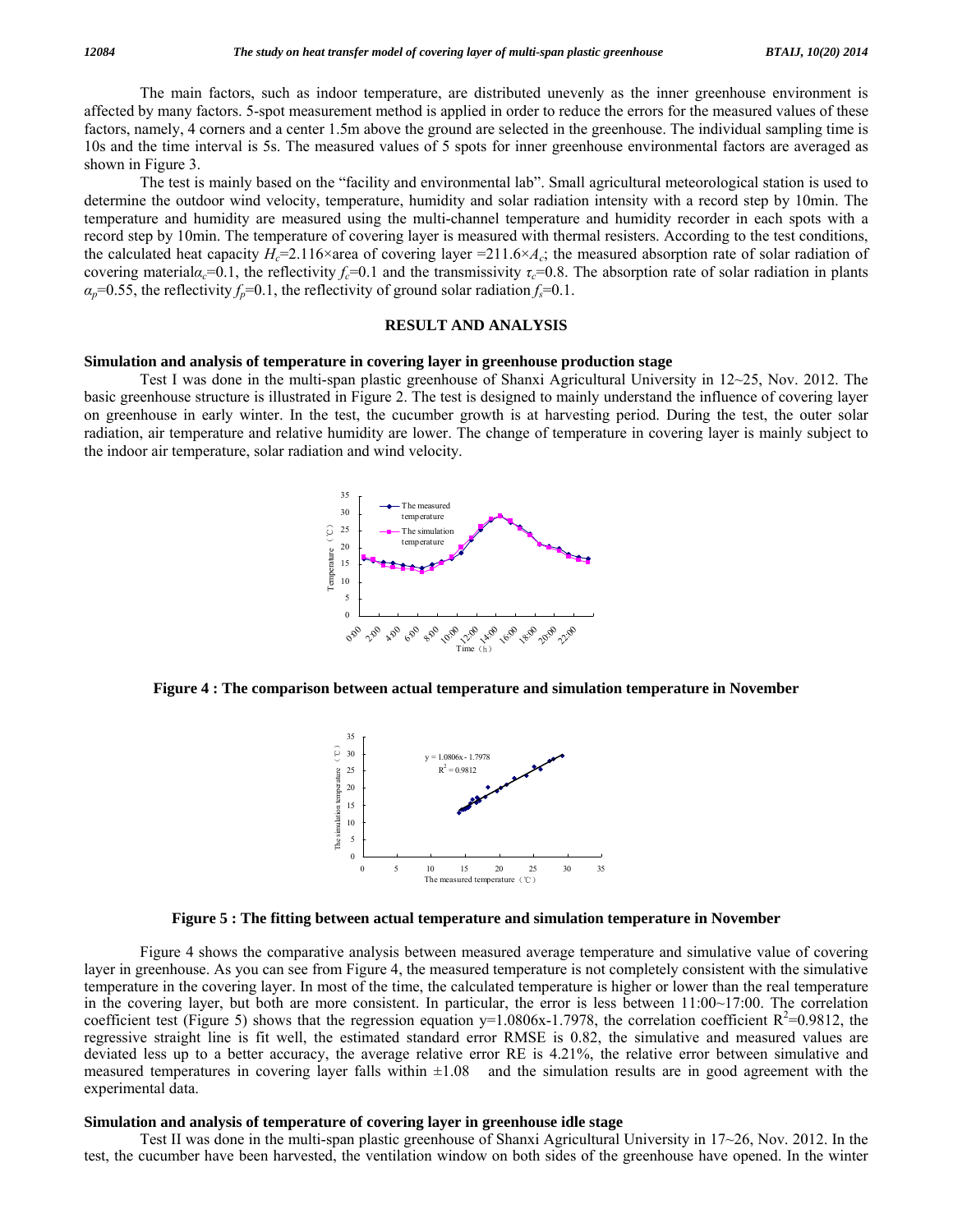The main factors, such as indoor temperature, are distributed unevenly as the inner greenhouse environment is affected by many factors. 5-spot measurement method is applied in order to reduce the errors for the measured values of these factors, namely, 4 corners and a center 1.5m above the ground are selected in the greenhouse. The individual sampling time is 10s and the time interval is 5s. The measured values of 5 spots for inner greenhouse environmental factors are averaged as shown in Figure 3.

The test is mainly based on the "facility and environmental lab". Small agricultural meteorological station is used to determine the outdoor wind velocity, temperature, humidity and solar radiation intensity with a record step by 10min. The temperature and humidity are measured using the multi-channel temperature and humidity recorder in each spots with a record step by 10min. The temperature of covering layer is measured with thermal resisters. According to the test conditions, the calculated heat capacity $H_c$=2.116×area of covering layer =211.6×$A_c$; the measured absorption rate of solar radiation of covering material$\alpha_c$=0.1, the reflectivity $f_c$=0.1 and the transmissivity $\tau_c$=0.8. The absorption rate of solar radiation in plants $\alpha_p$=0.55, the reflectivity $f_p$=0.1, the reflectivity of ground solar radiation $f_s$=0.1.

## RESULT AND ANALYSIS

### Simulation and analysis of temperature in covering layer in greenhouse production stage

Test I was done in the multi-span plastic greenhouse of Shanxi Agricultural University in 12~25, Nov. 2012. The basic greenhouse structure is illustrated in Figure 2. The test is designed to mainly understand the influence of covering layer on greenhouse in early winter. In the test, the cucumber growth is at harvesting period. During the test, the outer solar radiation, air temperature and relative humidity are lower. The change of temperature in covering layer is mainly subject to the indoor air temperature, solar radiation and wind velocity.

**Figure 4 : The comparison between actual temperature and simulation temperature in November**

**Figure 5 : The fitting between actual temperature and simulation temperature in November**

Figure 4 shows the comparative analysis between measured average temperature and simulative value of covering layer in greenhouse. As you can see from Figure 4, the measured temperature is not completely consistent with the simulative temperature in the covering layer. In most of the time, the calculated temperature is higher or lower than the real temperature in the covering layer, but both are more consistent. In particular, the error is less between 11:00~17:00. The correlation coefficient test (Figure 5) shows that the regression equation y=1.0806x-1.7978, the correlation coefficient $R^2$=0.9812, the regressive straight line is fit well, the estimated standard error RMSE is 0.82, the simulative and measured values are deviated less up to a better accuracy, the average relative error RE is 4.21%, the relative error between simulative and measured temperatures in covering layer falls within ±1.08 and the simulation results are in good agreement with the experimental data.

### Simulation and analysis of temperature of covering layer in greenhouse idle stage

Test II was done in the multi-span plastic greenhouse of Shanxi Agricultural University in 17~26, Nov. 2012. In the test, the cucumber have been harvested, the ventilation window on both sides of the greenhouse have opened. In the winter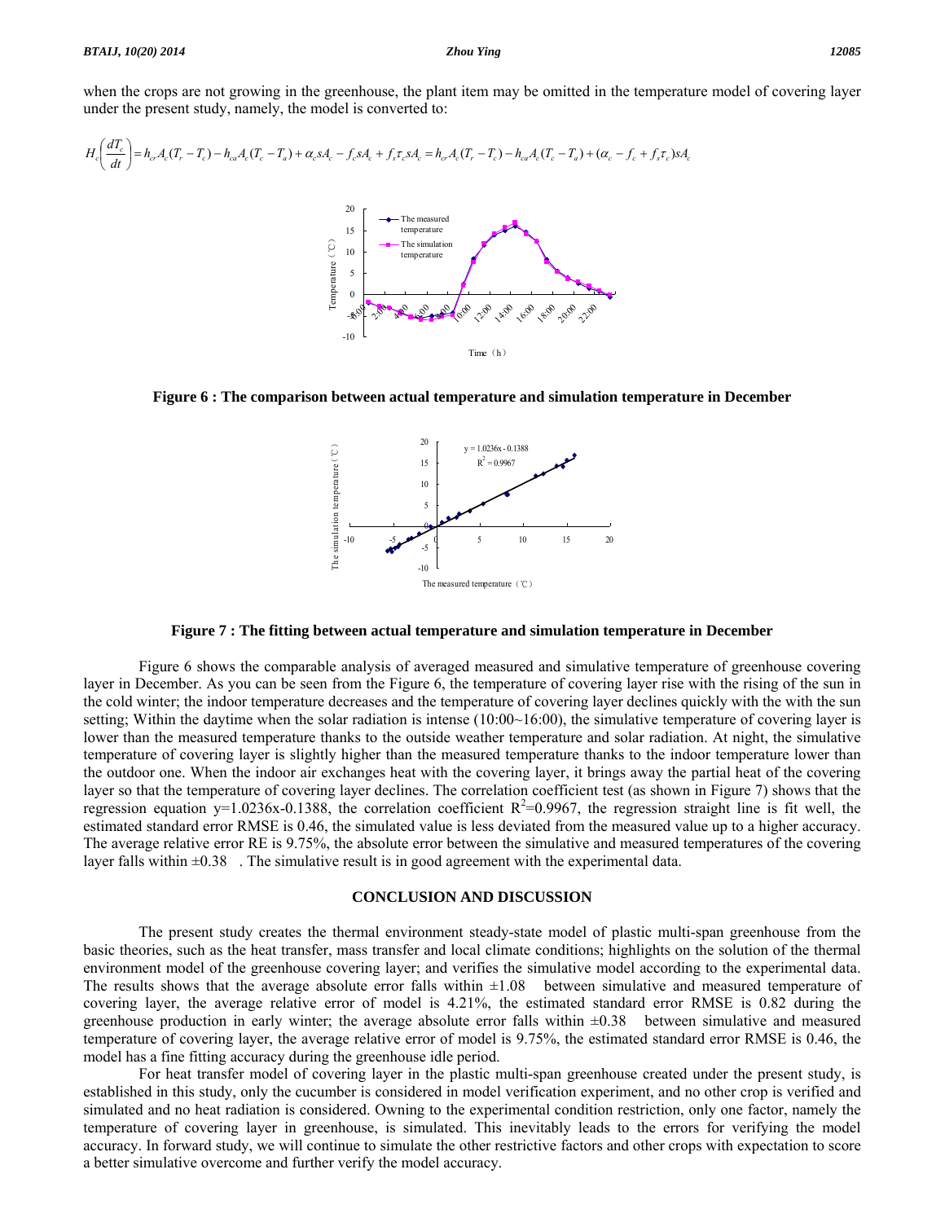when the crops are not growing in the greenhouse, the plant item may be omitted in the temperature model of covering layer under the present study, namely, the model is converted to:

$$H_c\left(\frac{dT_c}{dt}\right) = h_{cr}A_c(T_r - T_c) - h_{ca}A_c(T_c - T_a) + \alpha_c sA_c - f_c sA_c + f_s\tau_c sA_c = h_{cr}A_c(T_r - T_c) - h_{ca}A_c(T_c - T_a) + (\alpha_c - f_c + f_s\tau_c)sA_c$$

**Figure 6 : The comparison between actual temperature and simulation temperature in December**

**Figure 7 : The fitting between actual temperature and simulation temperature in December**

Figure 6 shows the comparable analysis of averaged measured and simulative temperature of greenhouse covering layer in December. As you can be seen from the Figure 6, the temperature of covering layer rise with the rising of the sun in the cold winter; the indoor temperature decreases and the temperature of covering layer declines quickly with the with the sun setting; Within the daytime when the solar radiation is intense (10:00~16:00), the simulative temperature of covering layer is lower than the measured temperature thanks to the outside weather temperature and solar radiation. At night, the simulative temperature of covering layer is slightly higher than the measured temperature thanks to the indoor temperature lower than the outdoor one. When the indoor air exchanges heat with the covering layer, it brings away the partial heat of the covering layer so that the temperature of covering layer declines. The correlation coefficient test (as shown in Figure 7) shows that the regression equation y=1.0236x-0.1388, the correlation coefficient $R^2$=0.9967, the regression straight line is fit well, the estimated standard error RMSE is 0.46, the simulated value is less deviated from the measured value up to a higher accuracy. The average relative error RE is 9.75%, the absolute error between the simulative and measured temperatures of the covering layer falls within ±0.38 . The simulative result is in good agreement with the experimental data.

## CONCLUSION AND DISCUSSION

The present study creates the thermal environment steady-state model of plastic multi-span greenhouse from the basic theories, such as the heat transfer, mass transfer and local climate conditions; highlights on the solution of the thermal environment model of the greenhouse covering layer; and verifies the simulative model according to the experimental data. The results shows that the average absolute error falls within ±1.08 between simulative and measured temperature of covering layer, the average relative error of model is 4.21%, the estimated standard error RMSE is 0.82 during the greenhouse production in early winter; the average absolute error falls within ±0.38 between simulative and measured temperature of covering layer, the average relative error of model is 9.75%, the estimated standard error RMSE is 0.46, the model has a fine fitting accuracy during the greenhouse idle period.

For heat transfer model of covering layer in the plastic multi-span greenhouse created under the present study, is established in this study, only the cucumber is considered in model verification experiment, and no other crop is verified and simulated and no heat radiation is considered. Owning to the experimental condition restriction, only one factor, namely the temperature of covering layer in greenhouse, is simulated. This inevitably leads to the errors for verifying the model accuracy. In forward study, we will continue to simulate the other restrictive factors and other crops with expectation to score a better simulative overcome and further verify the model accuracy.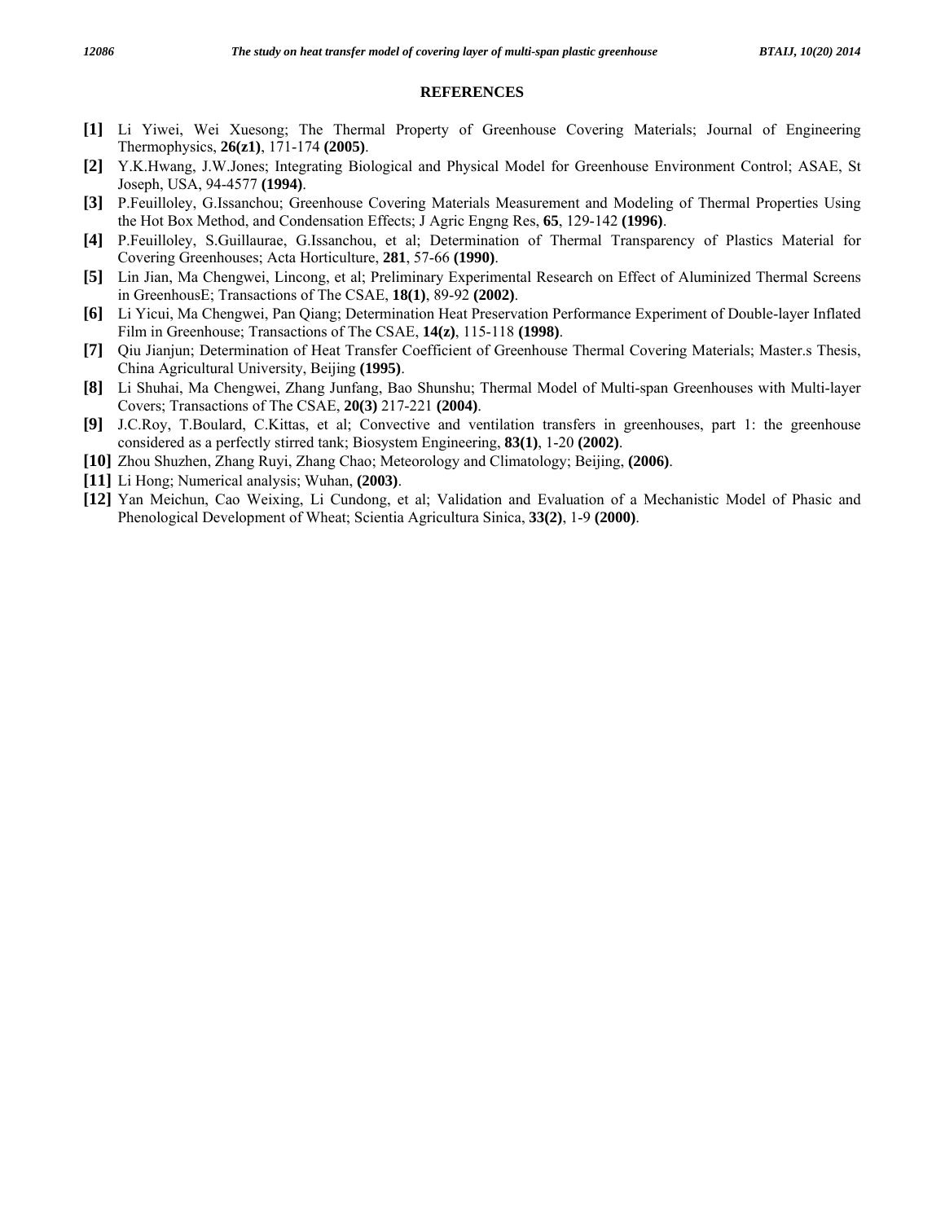## REFERENCES

**[1]** Li Yiwei, Wei Xuesong; The Thermal Property of Greenhouse Covering Materials; Journal of Engineering Thermophysics, **26(z1)**, 171-174 **(2005)**.

**[2]** Y.K.Hwang, J.W.Jones; Integrating Biological and Physical Model for Greenhouse Environment Control; ASAE, St Joseph, USA, 94-4577 **(1994)**.

**[3]** P.Feuilloley, G.Issanchou; Greenhouse Covering Materials Measurement and Modeling of Thermal Properties Using the Hot Box Method, and Condensation Effects; J Agric Engng Res, **65**, 129-142 **(1996)**.

**[4]** P.Feuilloley, S.Guillaurae, G.Issanchou, et al; Determination of Thermal Transparency of Plastics Material for Covering Greenhouses; Acta Horticulture, **281**, 57-66 **(1990)**.

**[5]** Lin Jian, Ma Chengwei, Lincong, et al; Preliminary Experimental Research on Effect of Aluminized Thermal Screens in GreenhousE; Transactions of The CSAE, **18(1)**, 89-92 **(2002)**.

**[6]** Li Yicui, Ma Chengwei, Pan Qiang; Determination Heat Preservation Performance Experiment of Double-layer Inflated Film in Greenhouse; Transactions of The CSAE, **14(z)**, 115-118 **(1998)**.

**[7]** Qiu Jianjun; Determination of Heat Transfer Coefficient of Greenhouse Thermal Covering Materials; Master.s Thesis, China Agricultural University, Beijing **(1995)**.

**[8]** Li Shuhai, Ma Chengwei, Zhang Junfang, Bao Shunshu; Thermal Model of Multi-span Greenhouses with Multi-layer Covers; Transactions of The CSAE, **20(3)** 217-221 **(2004)**.

**[9]** J.C.Roy, T.Boulard, C.Kittas, et al; Convective and ventilation transfers in greenhouses, part 1: the greenhouse considered as a perfectly stirred tank; Biosystem Engineering, **83(1)**, 1-20 **(2002)**.

**[10]** Zhou Shuzhen, Zhang Ruyi, Zhang Chao; Meteorology and Climatology; Beijing, **(2006)**.

**[11]** Li Hong; Numerical analysis; Wuhan, **(2003)**.

**[12]** Yan Meichun, Cao Weixing, Li Cundong, et al; Validation and Evaluation of a Mechanistic Model of Phasic and Phenological Development of Wheat; Scientia Agricultura Sinica, **33(2)**, 1-9 **(2000)**.